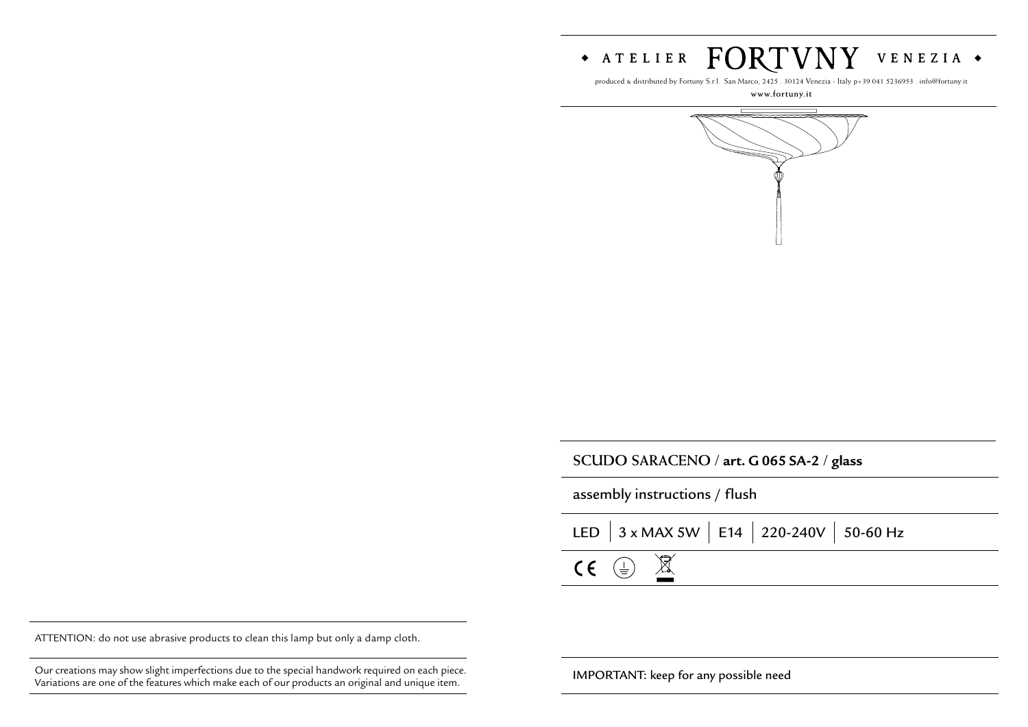# ◆ ATELIER FORTVNY VENEZIA ◆

produced & distributed by Fortuny S.r.l. San Marco, 2425 . 30124 Venezia - Italy p+39 041 5236953 . info@fortuny.it

www.fortuny.it

## SCUDO SARACENO / **art. G 065 SA-2** / **glass**

assembly instructions / flush

| LED | 3 x MAX 5W | E14 | 220-240V | 50-60 Hz |
|---|---|---|---|---|

ATTENTION: do not use abrasive products to clean this lamp but only a damp cloth.

Our creations may show slight imperfections due to the special handwork required on each piece. Variations are one of the features which make each of our products an original and unique item.

IMPORTANT: keep for any possible need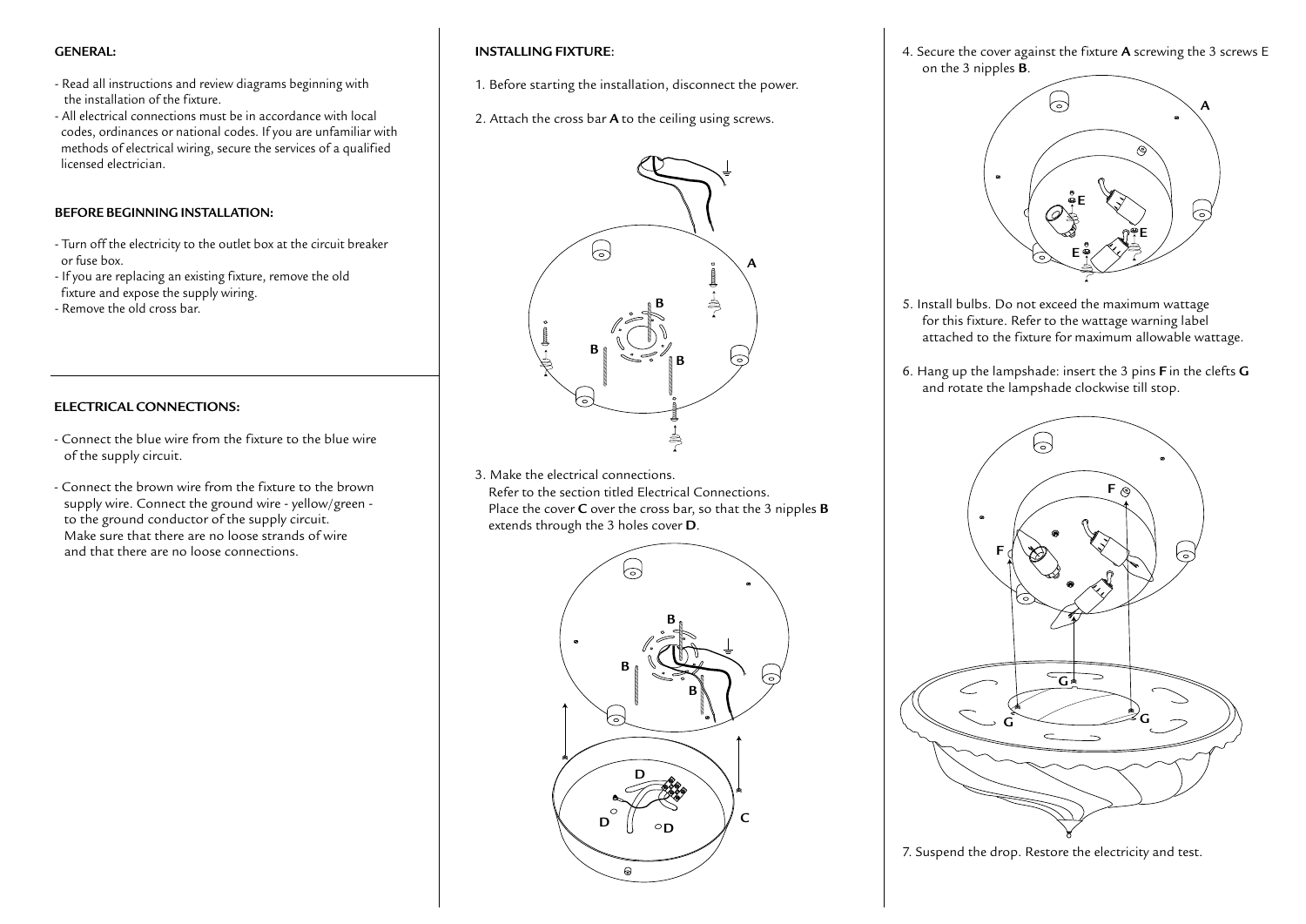## GENERAL:

- Read all instructions and review diagrams beginning with the installation of the fixture.
- All electrical connections must be in accordance with local codes, ordinances or national codes. If you are unfamiliar with methods of electrical wiring, secure the services of a qualified licensed electrician.

## BEFORE BEGINNING INSTALLATION:

- Turn off the electricity to the outlet box at the circuit breaker or fuse box.
- If you are replacing an existing fixture, remove the old fixture and expose the supply wiring.
- Remove the old cross bar.

## ELECTRICAL CONNECTIONS:

- Connect the blue wire from the fixture to the blue wire of the supply circuit.
- Connect the brown wire from the fixture to the brown supply wire. Connect the ground wire - yellow/green - to the ground conductor of the supply circuit. Make sure that there are no loose strands of wire and that there are no loose connections.

## INSTALLING FIXTURE:

1. Before starting the installation, disconnect the power.
2. Attach the cross bar **A** to the ceiling using screws.

A

B

B

B

3. Make the electrical connections. Refer to the section titled Electrical Connections. Place the cover **C** over the cross bar, so that the 3 nipples **B** extends through the 3 holes cover **D**.

B

B

B

D

D

D

C

4. Secure the cover against the fixture **A** screwing the 3 screws E on the 3 nipples **B**.

A

E

E

E

5. Install bulbs. Do not exceed the maximum wattage for this fixture. Refer to the wattage warning label attached to the fixture for maximum allowable wattage.
6. Hang up the lampshade: insert the 3 pins **F** in the clefts **G** and rotate the lampshade clockwise till stop.

F

F

G

G

G

7. Suspend the drop. Restore the electricity and test.